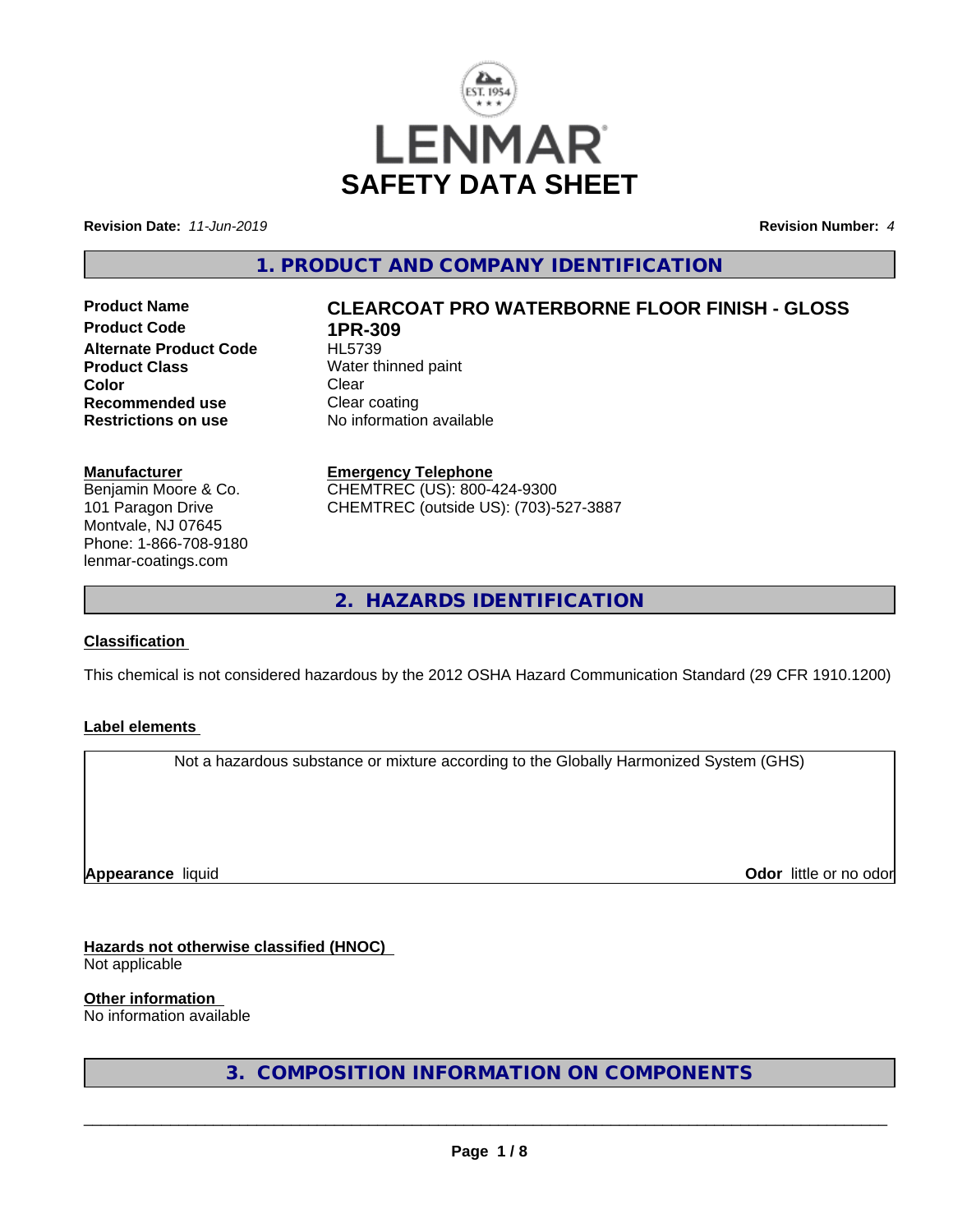# SAFETY DATA SHEET

**Revision Date:** *11-Jun-2019* **Revision Number:** *4*

## 1. PRODUCT AND COMPANY IDENTIFICATION

| | |
|---|---|
| **Product Name** | **CLEARCOAT PRO WATERBORNE FLOOR FINISH - GLOSS** |
| **Product Code** | **1PR-309** |
| **Alternate Product Code** | HL5739 |
| **Product Class** | Water thinned paint |
| **Color** | Clear |
| **Recommended use** | Clear coating |
| **Restrictions on use** | No information available |

**Manufacturer**
Benjamin Moore & Co.
101 Paragon Drive
Montvale, NJ 07645
Phone: 1-866-708-9180
lenmar-coatings.com

**Emergency Telephone**
CHEMTREC (US): 800-424-9300
CHEMTREC (outside US): (703)-527-3887

## 2. HAZARDS IDENTIFICATION

**Classification**

This chemical is not considered hazardous by the 2012 OSHA Hazard Communication Standard (29 CFR 1910.1200)

**Label elements**

Not a hazardous substance or mixture according to the Globally Harmonized System (GHS)

**Appearance** liquid **Odor** little or no odor

**Hazards not otherwise classified (HNOC)**
Not applicable

**Other information**
No information available

## 3. COMPOSITION INFORMATION ON COMPONENTS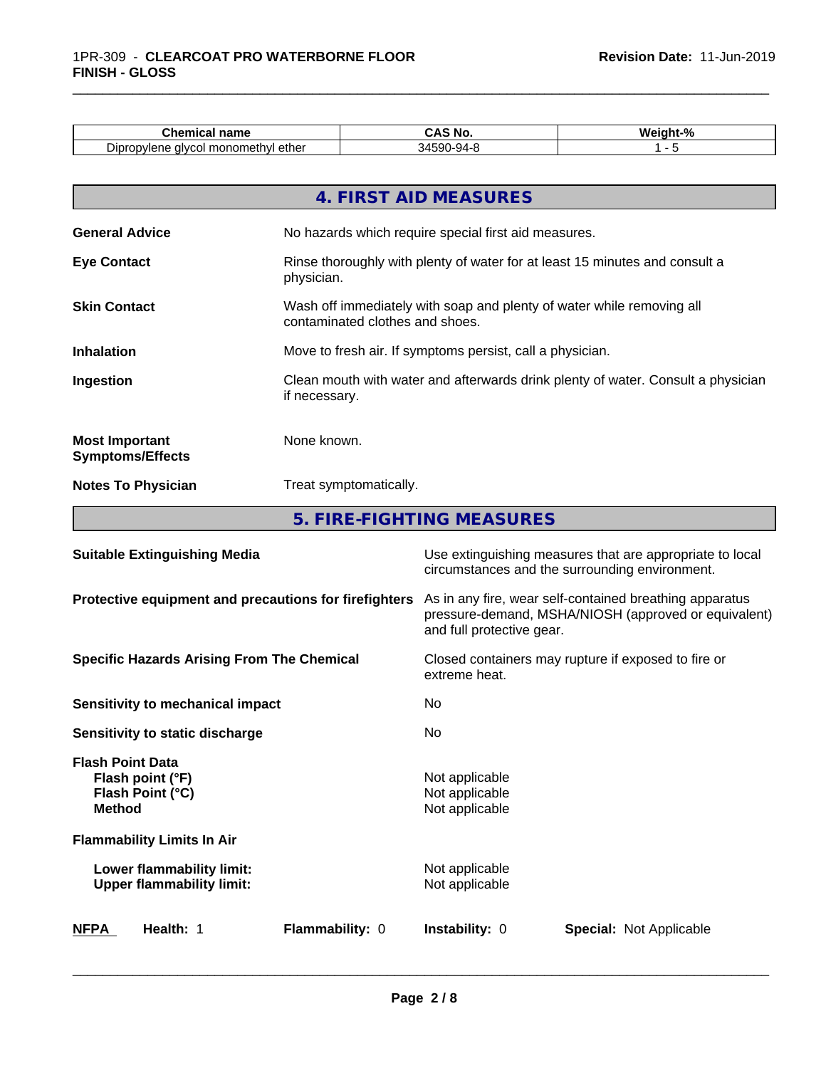| Chemical name | CAS No. | Weight-% |
|---|---|---|
| Dipropylene glycol monomethyl ether | 34590-94-8 | 1 - 5 |

## 4. FIRST AID MEASURES

**General Advice** No hazards which require special first aid measures.

**Eye Contact** Rinse thoroughly with plenty of water for at least 15 minutes and consult a physician.

**Skin Contact** Wash off immediately with soap and plenty of water while removing all contaminated clothes and shoes.

**Inhalation** Move to fresh air. If symptoms persist, call a physician.

**Ingestion** Clean mouth with water and afterwards drink plenty of water. Consult a physician if necessary.

**Most Important Symptoms/Effects** None known.

**Notes To Physician** Treat symptomatically.

## 5. FIRE-FIGHTING MEASURES

**Suitable Extinguishing Media** Use extinguishing measures that are appropriate to local circumstances and the surrounding environment.

**Protective equipment and precautions for firefighters** As in any fire, wear self-contained breathing apparatus pressure-demand, MSHA/NIOSH (approved or equivalent) and full protective gear.

**Specific Hazards Arising From The Chemical** Closed containers may rupture if exposed to fire or extreme heat.

**Sensitivity to mechanical impact** No

**Sensitivity to static discharge** No

**Flash Point Data**
- **Flash point (°F)** Not applicable
- **Flash Point (°C)** Not applicable
- **Method** Not applicable

**Flammability Limits In Air**
- **Lower flammability limit:** Not applicable
- **Upper flammability limit:** Not applicable

**NFPA** **Health:** 1 **Flammability:** 0 **Instability:** 0 **Special:** Not Applicable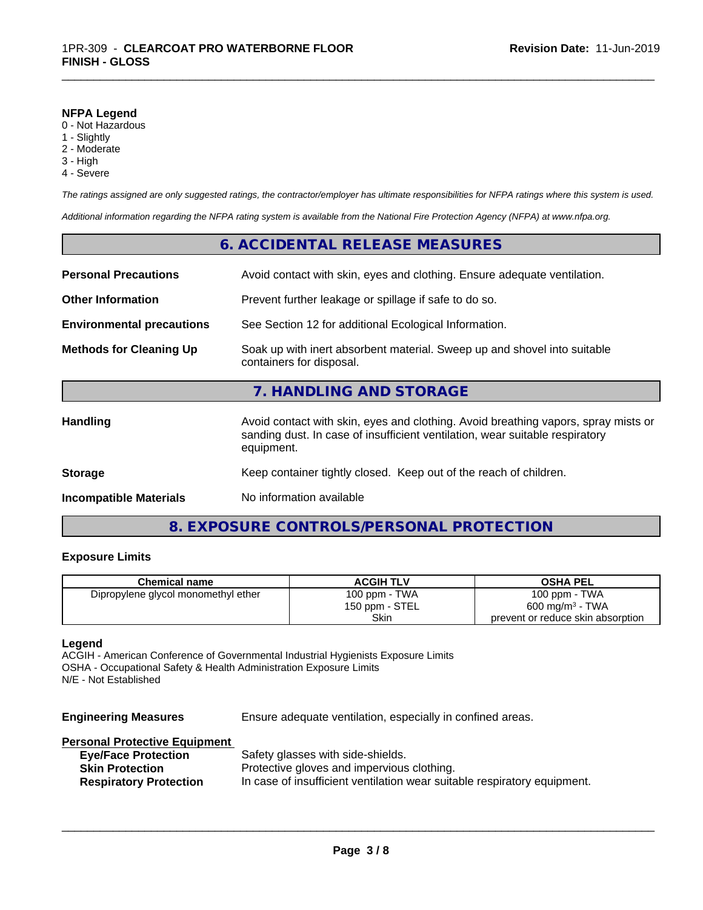**NFPA Legend**
0 - Not Hazardous
1 - Slightly
2 - Moderate
3 - High
4 - Severe

*The ratings assigned are only suggested ratings, the contractor/employer has ultimate responsibilities for NFPA ratings where this system is used.*

*Additional information regarding the NFPA rating system is available from the National Fire Protection Agency (NFPA) at www.nfpa.org.*

## 6. ACCIDENTAL RELEASE MEASURES

**Personal Precautions** Avoid contact with skin, eyes and clothing. Ensure adequate ventilation.

**Other Information** Prevent further leakage or spillage if safe to do so.

**Environmental precautions** See Section 12 for additional Ecological Information.

**Methods for Cleaning Up** Soak up with inert absorbent material. Sweep up and shovel into suitable containers for disposal.

## 7. HANDLING AND STORAGE

**Handling** Avoid contact with skin, eyes and clothing. Avoid breathing vapors, spray mists or sanding dust. In case of insufficient ventilation, wear suitable respiratory equipment.

**Storage** Keep container tightly closed. Keep out of the reach of children.

**Incompatible Materials** No information available

## 8. EXPOSURE CONTROLS/PERSONAL PROTECTION

### Exposure Limits

| Chemical name | ACGIH TLV | OSHA PEL |
|---|---|---|
| Dipropylene glycol monomethyl ether | 100 ppm - TWA<br>150 ppm - STEL<br>Skin | 100 ppm - TWA<br>600 mg/m$^3$ - TWA<br>prevent or reduce skin absorption |

**Legend**
ACGIH - American Conference of Governmental Industrial Hygienists Exposure Limits
OSHA - Occupational Safety & Health Administration Exposure Limits
N/E - Not Established

**Engineering Measures** Ensure adequate ventilation, especially in confined areas.

**Personal Protective Equipment**

- **Eye/Face Protection** Safety glasses with side-shields.
- **Skin Protection** Protective gloves and impervious clothing.
- **Respiratory Protection** In case of insufficient ventilation wear suitable respiratory equipment.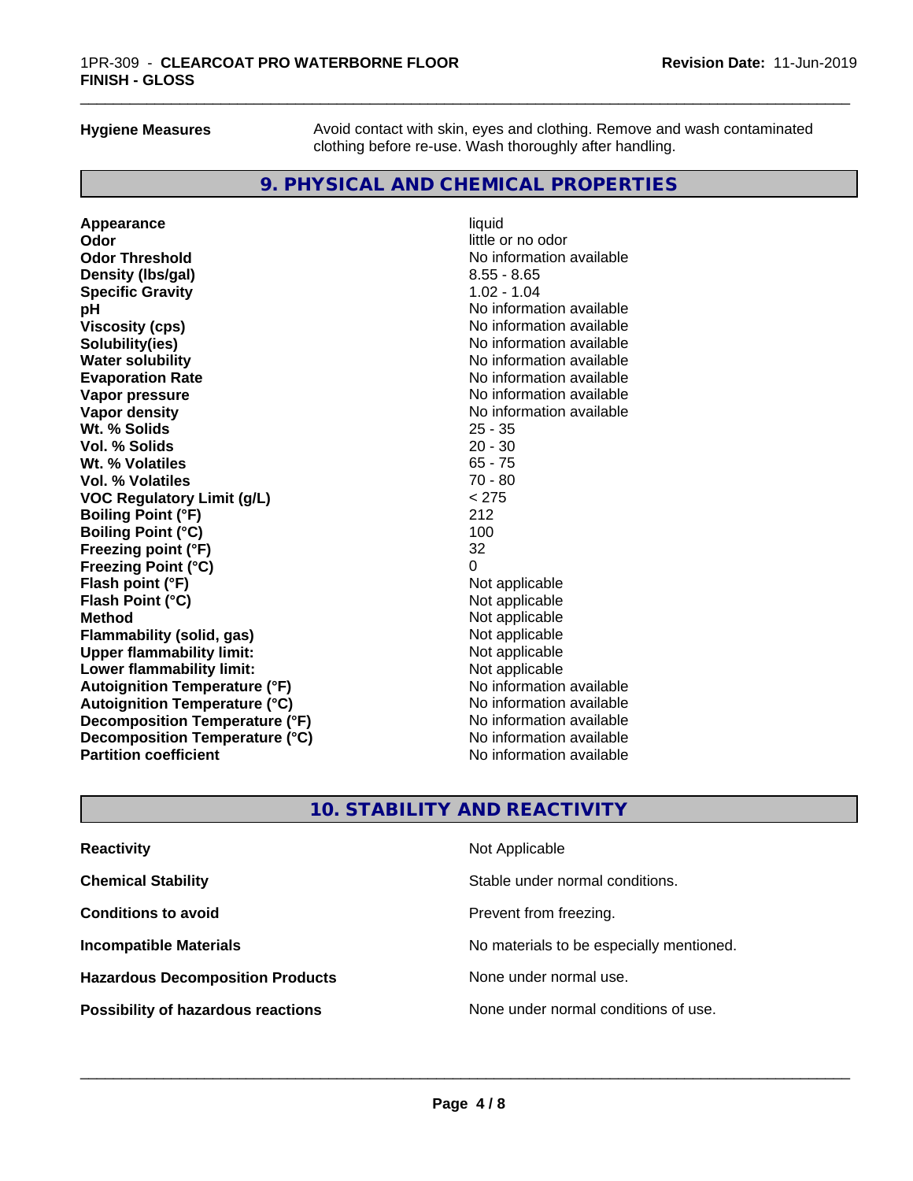**Hygiene Measures** Avoid contact with skin, eyes and clothing. Remove and wash contaminated clothing before re-use. Wash thoroughly after handling.

## 9. PHYSICAL AND CHEMICAL PROPERTIES

| | |
|---|---|
| **Appearance** | liquid |
| **Odor** | little or no odor |
| **Odor Threshold** | No information available |
| **Density (lbs/gal)** | 8.55 - 8.65 |
| **Specific Gravity** | 1.02 - 1.04 |
| **pH** | No information available |
| **Viscosity (cps)** | No information available |
| **Solubility(ies)** | No information available |
| **Water solubility** | No information available |
| **Evaporation Rate** | No information available |
| **Vapor pressure** | No information available |
| **Vapor density** | No information available |
| **Wt. % Solids** | 25 - 35 |
| **Vol. % Solids** | 20 - 30 |
| **Wt. % Volatiles** | 65 - 75 |
| **Vol. % Volatiles** | 70 - 80 |
| **VOC Regulatory Limit (g/L)** | < 275 |
| **Boiling Point (°F)** | 212 |
| **Boiling Point (°C)** | 100 |
| **Freezing point (°F)** | 32 |
| **Freezing Point (°C)** | 0 |
| **Flash point (°F)** | Not applicable |
| **Flash Point (°C)** | Not applicable |
| **Method** | Not applicable |
| **Flammability (solid, gas)** | Not applicable |
| **Upper flammability limit:** | Not applicable |
| **Lower flammability limit:** | Not applicable |
| **Autoignition Temperature (°F)** | No information available |
| **Autoignition Temperature (°C)** | No information available |
| **Decomposition Temperature (°F)** | No information available |
| **Decomposition Temperature (°C)** | No information available |
| **Partition coefficient** | No information available |

## 10. STABILITY AND REACTIVITY

| | |
|---|---|
| **Reactivity** | Not Applicable |
| **Chemical Stability** | Stable under normal conditions. |
| **Conditions to avoid** | Prevent from freezing. |
| **Incompatible Materials** | No materials to be especially mentioned. |
| **Hazardous Decomposition Products** | None under normal use. |
| **Possibility of hazardous reactions** | None under normal conditions of use. |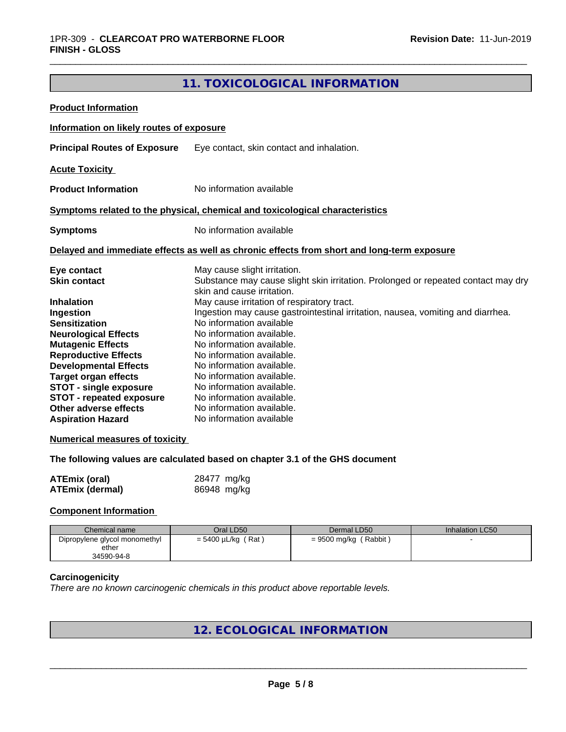## 11. TOXICOLOGICAL INFORMATION

**Product Information**

**Information on likely routes of exposure**

**Principal Routes of Exposure** Eye contact, skin contact and inhalation.

**Acute Toxicity**

**Product Information** No information available

**Symptoms related to the physical, chemical and toxicological characteristics**

**Symptoms** No information available

**Delayed and immediate effects as well as chronic effects from short and long-term exposure**

**Eye contact** May cause slight irritation.
**Skin contact** Substance may cause slight skin irritation. Prolonged or repeated contact may dry skin and cause irritation.
**Inhalation** May cause irritation of respiratory tract.
**Ingestion** Ingestion may cause gastrointestinal irritation, nausea, vomiting and diarrhea.
**Sensitization** No information available
**Neurological Effects** No information available.
**Mutagenic Effects** No information available.
**Reproductive Effects** No information available.
**Developmental Effects** No information available.
**Target organ effects** No information available.
**STOT - single exposure** No information available.
**STOT - repeated exposure** No information available.
**Other adverse effects** No information available.
**Aspiration Hazard** No information available

**Numerical measures of toxicity**

**The following values are calculated based on chapter 3.1 of the GHS document**

**ATEmix (oral)** 28477 mg/kg
**ATEmix (dermal)** 86948 mg/kg

**Component Information**

| Chemical name | Oral LD50 | Dermal LD50 | Inhalation LC50 |
|---|---|---|---|
| Dipropylene glycol monomethyl ether 34590-94-8 | = 5400 µL/kg ( Rat ) | = 9500 mg/kg ( Rabbit ) | - |

**Carcinogenicity**
*There are no known carcinogenic chemicals in this product above reportable levels.*

## 12. ECOLOGICAL INFORMATION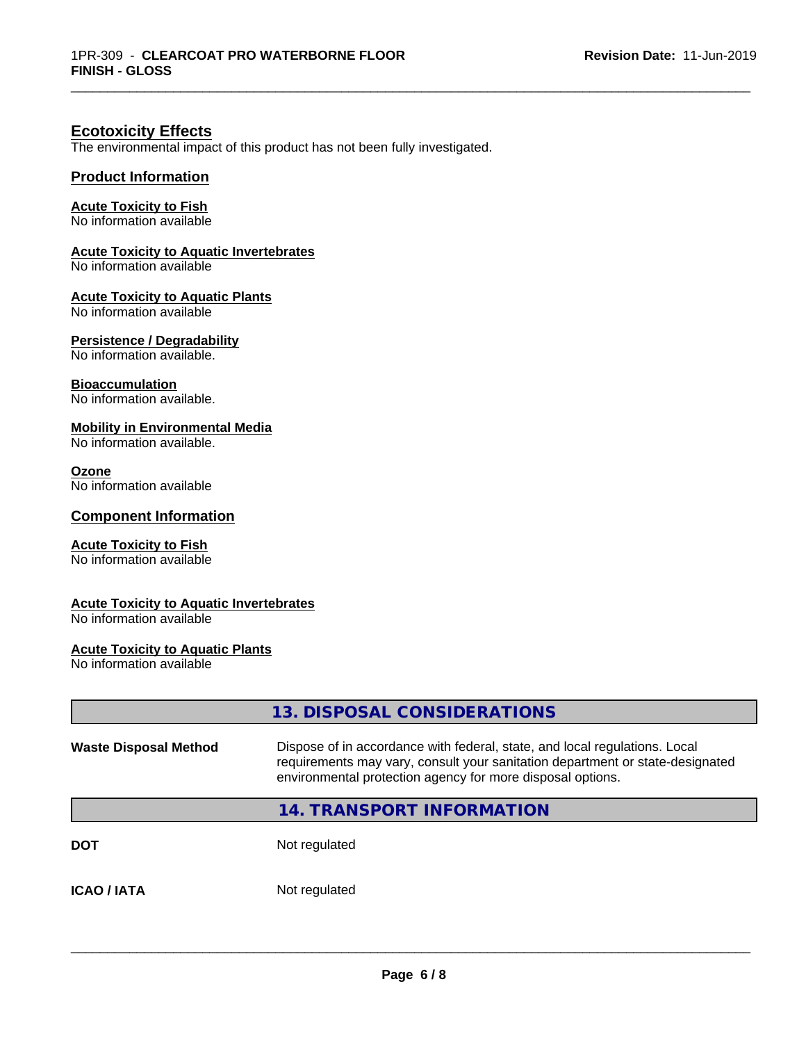## Ecotoxicity Effects

The environmental impact of this product has not been fully investigated.

### Product Information

**Acute Toxicity to Fish**
No information available

**Acute Toxicity to Aquatic Invertebrates**
No information available

**Acute Toxicity to Aquatic Plants**
No information available

**Persistence / Degradability**
No information available.

**Bioaccumulation**
No information available.

**Mobility in Environmental Media**
No information available.

**Ozone**
No information available

### Component Information

**Acute Toxicity to Fish**
No information available

**Acute Toxicity to Aquatic Invertebrates**
No information available

**Acute Toxicity to Aquatic Plants**
No information available

## 13. DISPOSAL CONSIDERATIONS

**Waste Disposal Method** Dispose of in accordance with federal, state, and local regulations. Local requirements may vary, consult your sanitation department or state-designated environmental protection agency for more disposal options.

## 14. TRANSPORT INFORMATION

**DOT** Not regulated

**ICAO / IATA** Not regulated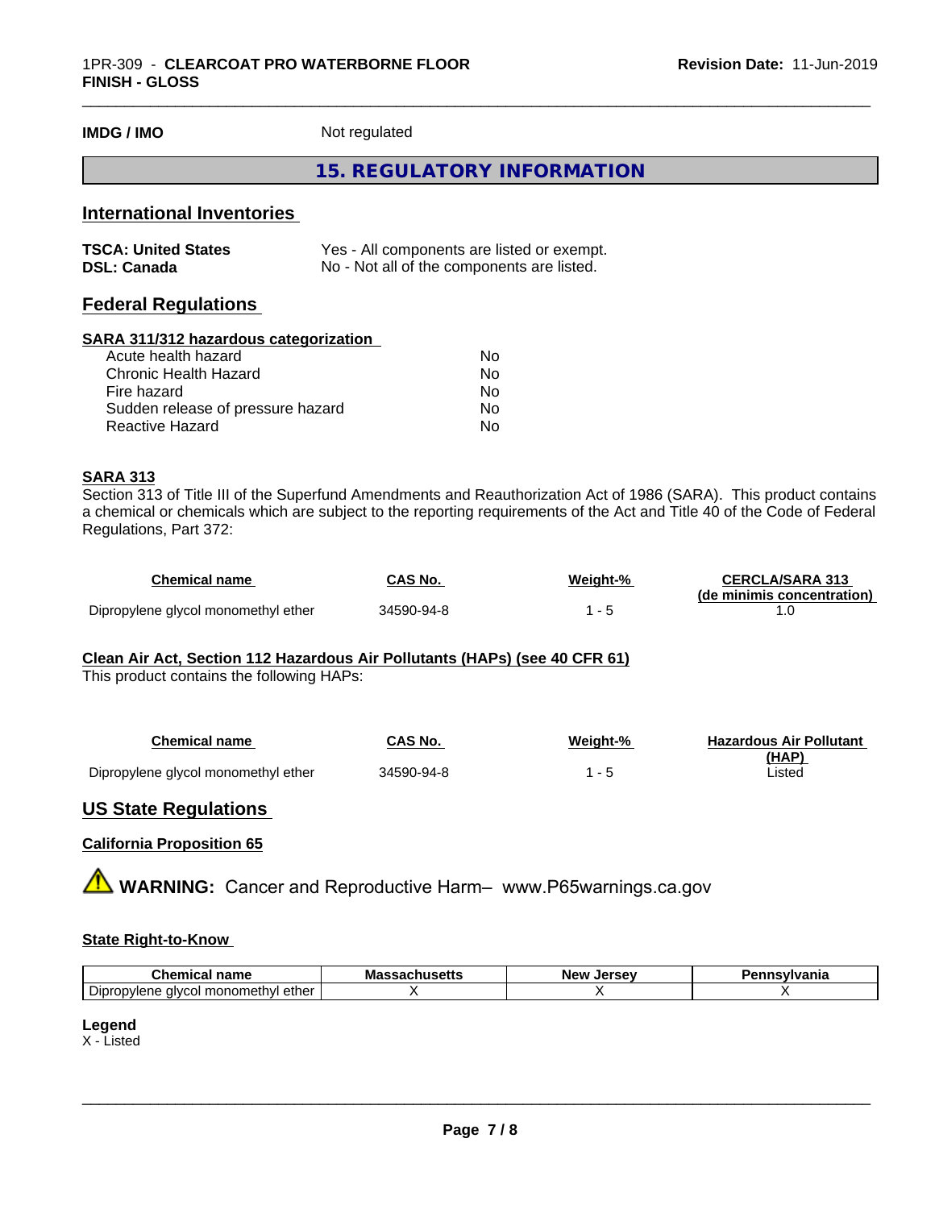| **IMDG / IMO** | Not regulated |
|---|---|

## 15. REGULATORY INFORMATION

### International Inventories

| **TSCA: United States** | Yes - All components are listed or exempt. |
|---|---|
| **DSL: Canada** | No - Not all of the components are listed. |

### Federal Regulations

**SARA 311/312 hazardous categorization**

| | |
|---|---|
| Acute health hazard | No |
| Chronic Health Hazard | No |
| Fire hazard | No |
| Sudden release of pressure hazard | No |
| Reactive Hazard | No |

**SARA 313**

Section 313 of Title III of the Superfund Amendments and Reauthorization Act of 1986 (SARA). This product contains a chemical or chemicals which are subject to the reporting requirements of the Act and Title 40 of the Code of Federal Regulations, Part 372:

| Chemical name | CAS No. | Weight-% | CERCLA/SARA 313 (de minimis concentration) |
|---|---|---|---|
| Dipropylene glycol monomethyl ether | 34590-94-8 | 1 - 5 | 1.0 |

**Clean Air Act, Section 112 Hazardous Air Pollutants (HAPs) (see 40 CFR 61)**

This product contains the following HAPs:

| Chemical name | CAS No. | Weight-% | Hazardous Air Pollutant (HAP) |
|---|---|---|---|
| Dipropylene glycol monomethyl ether | 34590-94-8 | 1 - 5 | Listed |

### US State Regulations

**California Proposition 65**

⚠ **WARNING:** Cancer and Reproductive Harm– www.P65warnings.ca.gov

**State Right-to-Know**

| Chemical name | Massachusetts | New Jersey | Pennsylvania |
|---|---|---|---|
| Dipropylene glycol monomethyl ether | X | X | X |

**Legend**

X - Listed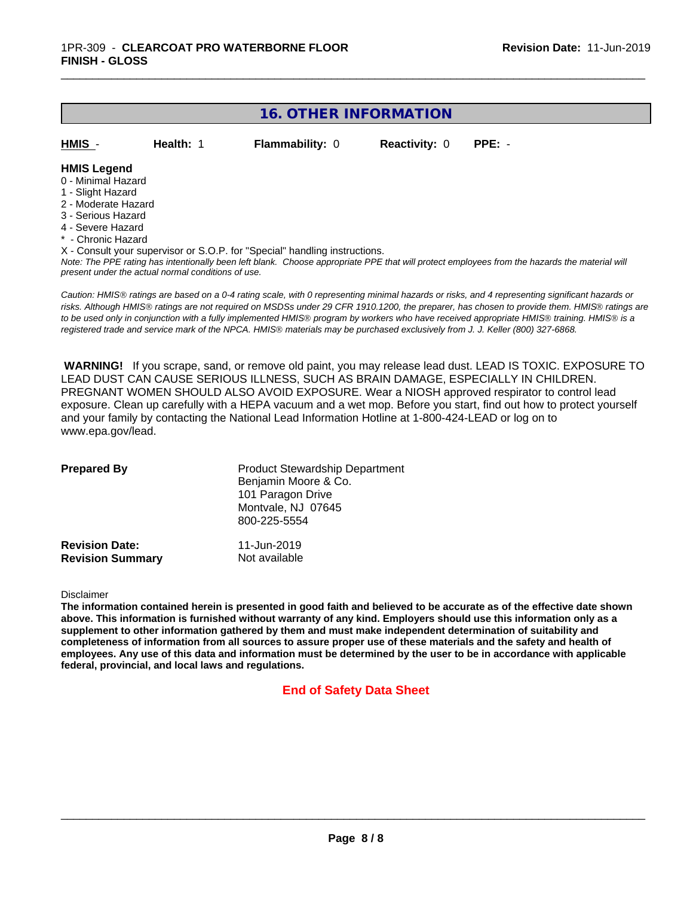## 16. OTHER INFORMATION

| HMIS - | Health: 1 | Flammability: 0 | Reactivity: 0 | PPE: - |
|---|---|---|---|---|

**HMIS Legend**

0 - Minimal Hazard
1 - Slight Hazard
2 - Moderate Hazard
3 - Serious Hazard
4 - Severe Hazard
* - Chronic Hazard
X - Consult your supervisor or S.O.P. for "Special" handling instructions.

*Note: The PPE rating has intentionally been left blank. Choose appropriate PPE that will protect employees from the hazards the material will present under the actual normal conditions of use.*

*Caution: HMIS® ratings are based on a 0-4 rating scale, with 0 representing minimal hazards or risks, and 4 representing significant hazards or risks. Although HMIS® ratings are not required on MSDSs under 29 CFR 1910.1200, the preparer, has chosen to provide them. HMIS® ratings are to be used only in conjunction with a fully implemented HMIS® program by workers who have received appropriate HMIS® training. HMIS® is a registered trade and service mark of the NPCA. HMIS® materials may be purchased exclusively from J. J. Keller (800) 327-6868.*

**WARNING!** If you scrape, sand, or remove old paint, you may release lead dust. LEAD IS TOXIC. EXPOSURE TO LEAD DUST CAN CAUSE SERIOUS ILLNESS, SUCH AS BRAIN DAMAGE, ESPECIALLY IN CHILDREN. PREGNANT WOMEN SHOULD ALSO AVOID EXPOSURE. Wear a NIOSH approved respirator to control lead exposure. Clean up carefully with a HEPA vacuum and a wet mop. Before you start, find out how to protect yourself and your family by contacting the National Lead Information Hotline at 1-800-424-LEAD or log on to www.epa.gov/lead.

**Prepared By**
Product Stewardship Department
Benjamin Moore & Co.
101 Paragon Drive
Montvale, NJ 07645
800-225-5554

**Revision Date:** 11-Jun-2019
**Revision Summary** Not available

Disclaimer

**The information contained herein is presented in good faith and believed to be accurate as of the effective date shown above. This information is furnished without warranty of any kind. Employers should use this information only as a supplement to other information gathered by them and must make independent determination of suitability and completeness of information from all sources to assure proper use of these materials and the safety and health of employees. Any use of this data and information must be determined by the user to be in accordance with applicable federal, provincial, and local laws and regulations.**

**End of Safety Data Sheet**